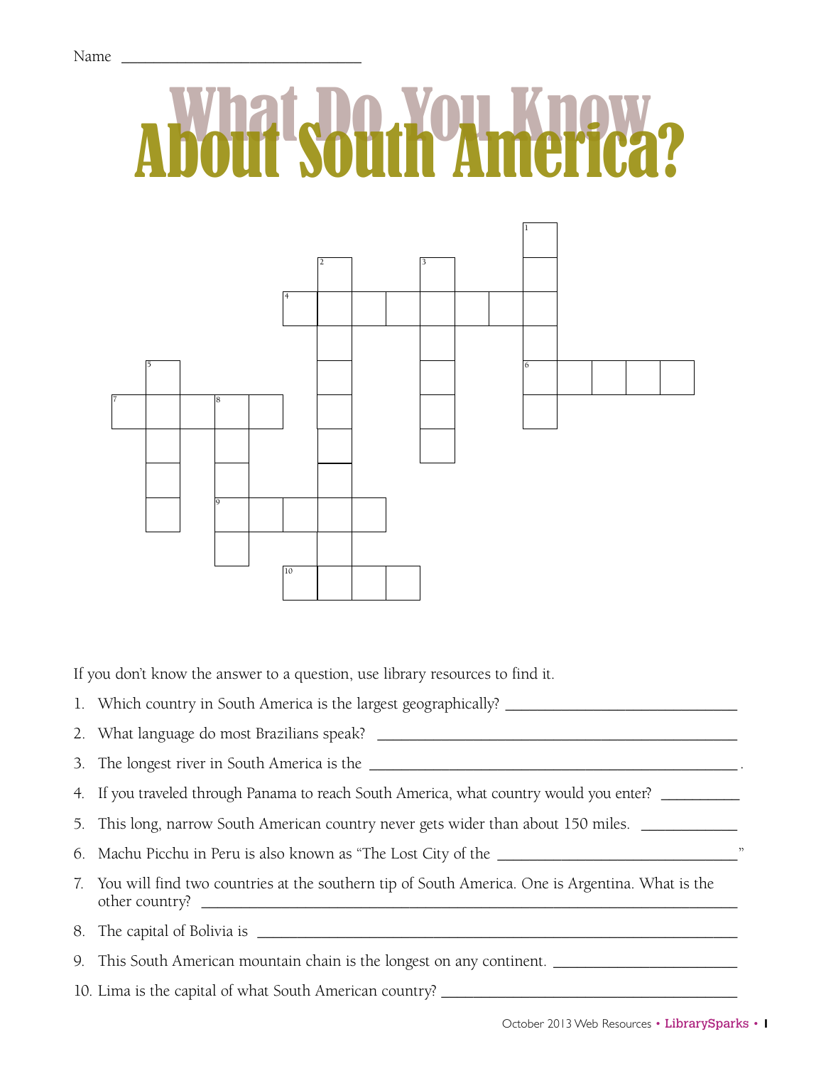Name ______________________________

# What Do You Know About South America?

If you don't know the answer to a question, use library resources to find it.

1. Which country in South America is the largest geographically? ___________________________
2. What language do most Brazilians speak? ___________________________
3. The longest river in South America is the ___________________________.
4. If you traveled through Panama to reach South America, what country would you enter? __________
5. This long, narrow South American country never gets wider than about 150 miles. ___________
6. Machu Picchu in Peru is also known as "The Lost City of the ___________________________"
7. You will find two countries at the southern tip of South America. One is Argentina. What is the other country? ___________________________
8. The capital of Bolivia is ___________________________
9. This South American mountain chain is the longest on any continent. ___________________________
10. Lima is the capital of what South American country? ___________________________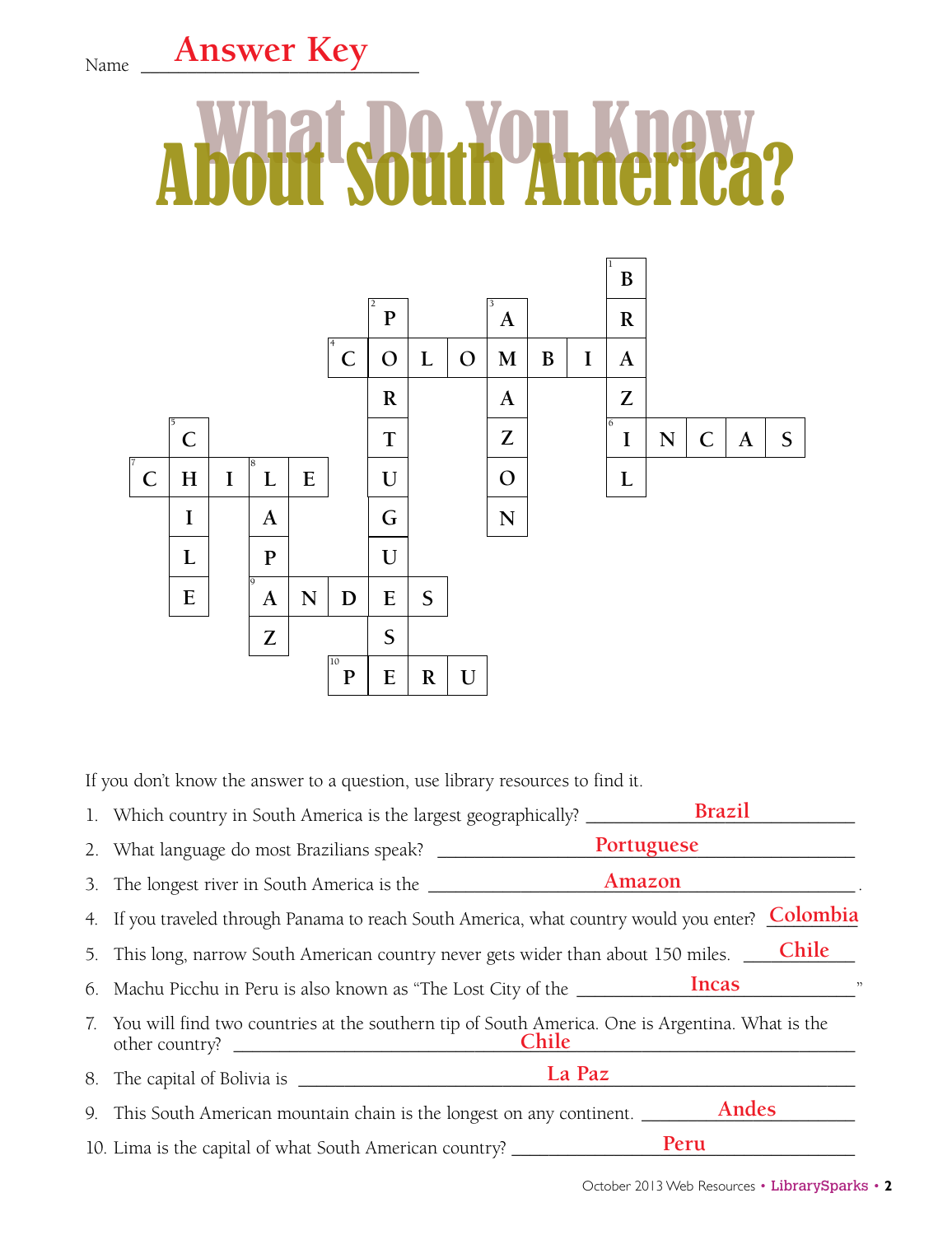Name **Answer Key**

# What Do You Know About South America?

| | | | | | | | | | | | | | | | | |
|---|---|---|---|---|---|---|---|---|---|---|---|---|---|---|---|---|
| | | | | | | | | | | | | [1] B | | | | |
| | | | | | | [2] P | | | [3] A | | | R | | | | |
| | | | | | [4] C | O | L | O | M | B | I | A | | | | |
| | | | | | | R | | | A | | | Z | | | | |
| | [5] C | | | | | T | | | Z | | | [6] I | N | C | A | S |
| [7] C | H | I | [8] L | E | | U | | | O | | | L | | | | |
| | I | | A | | | G | | | N | | | | | | | |
| | L | | P | | | U | | | | | | | | | | |
| | E | | [9] A | N | D | E | S | | | | | | | | | |
| | | | Z | | | S | | | | | | | | | | |
| | | | | | [10] P | E | R | U | | | | | | | | |

If you don't know the answer to a question, use library resources to find it.

1. Which country in South America is the largest geographically? **Brazil**
2. What language do most Brazilians speak? **Portuguese**
3. The longest river in South America is the **Amazon**.
4. If you traveled through Panama to reach South America, what country would you enter? **Colombia**
5. This long, narrow South American country never gets wider than about 150 miles. **Chile**
6. Machu Picchu in Peru is also known as "The Lost City of the **Incas**"
7. You will find two countries at the southern tip of South America. One is Argentina. What is the other country? **Chile**
8. The capital of Bolivia is **La Paz**
9. This South American mountain chain is the longest on any continent. **Andes**
10. Lima is the capital of what South American country? **Peru**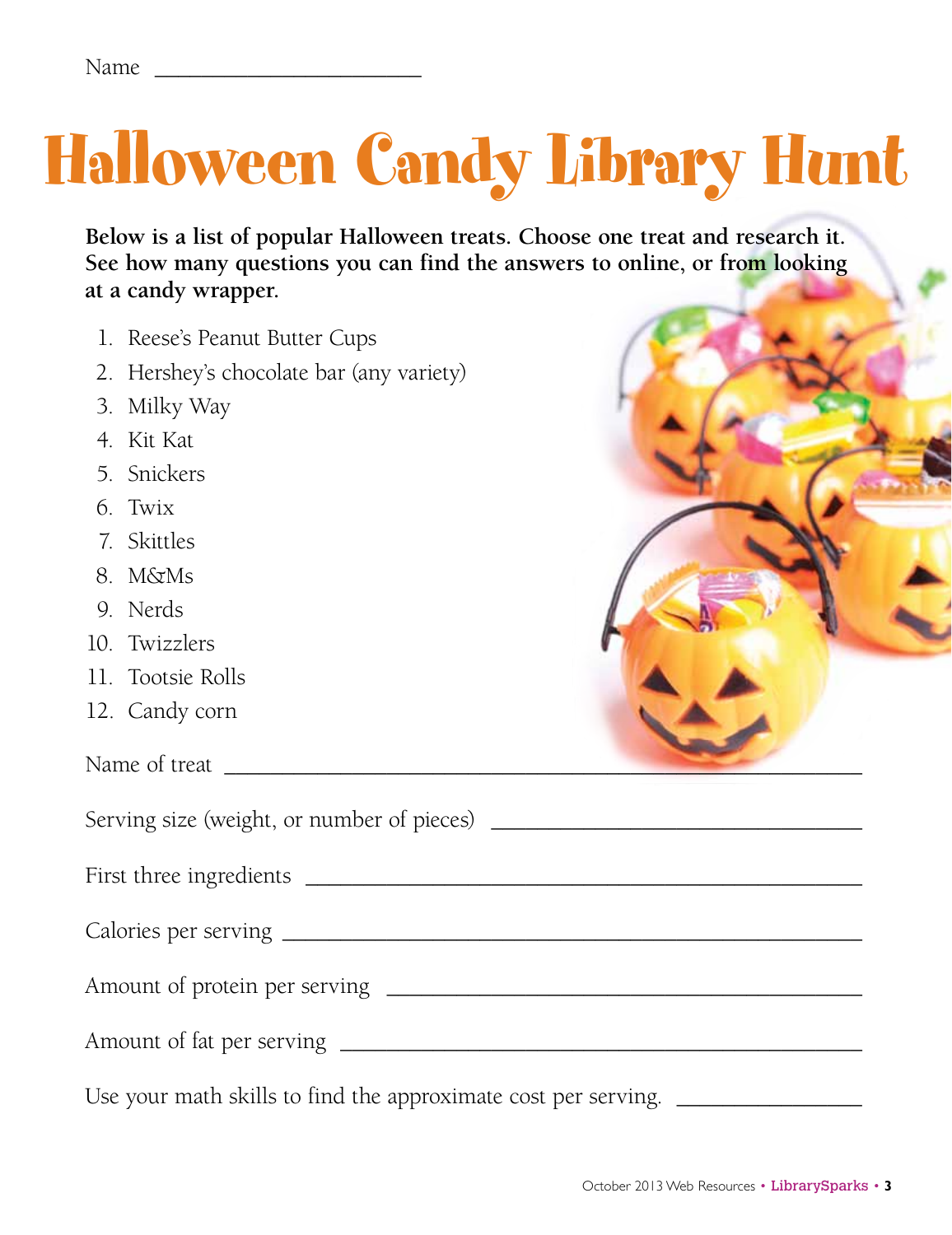Name ________________________

# Halloween Candy Library Hunt

**Below is a list of popular Halloween treats. Choose one treat and research it. See how many questions you can find the answers to online, or from looking at a candy wrapper.**

1. Reese's Peanut Butter Cups
2. Hershey's chocolate bar (any variety)
3. Milky Way
4. Kit Kat
5. Snickers
6. Twix
7. Skittles
8. M&Ms
9. Nerds
10. Twizzlers
11. Tootsie Rolls
12. Candy corn

Name of treat ____________________________________________

Serving size (weight, or number of pieces) ________________________

First three ingredients ____________________________________

Calories per serving ______________________________________

Amount of protein per serving _______________________________

Amount of fat per serving ___________________________________

Use your math skills to find the approximate cost per serving. ____________